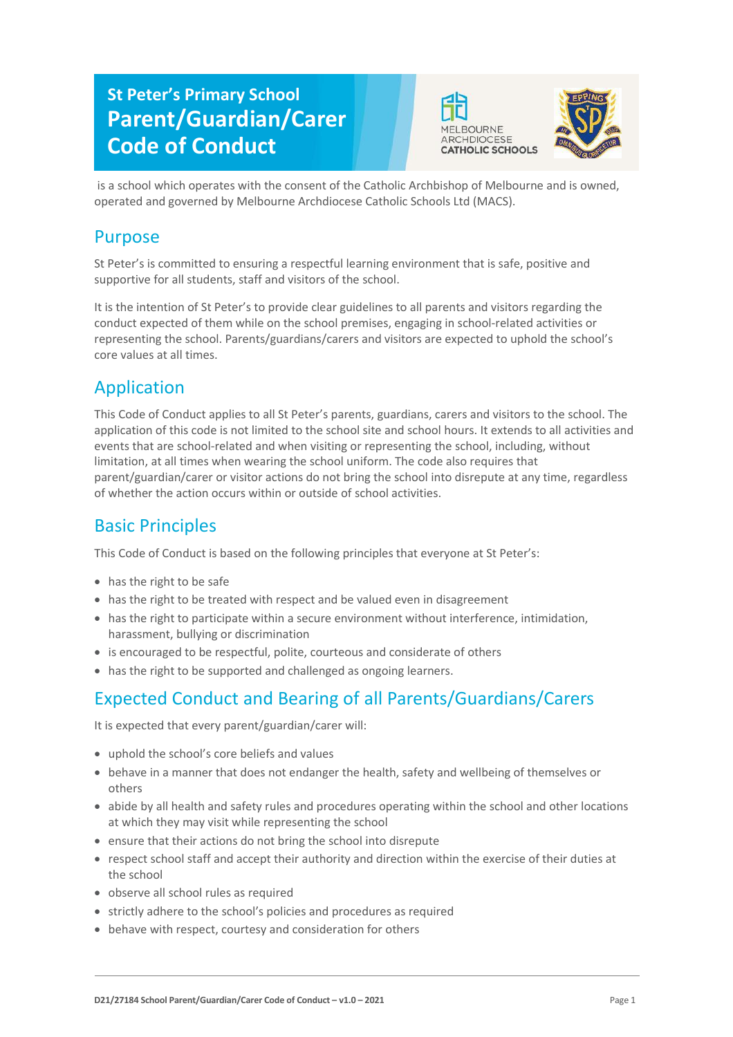# St Peter's Primary School Parent/Guardian/Carer Code of Conduct

MELBOURNE ARCHDIOCESE CATHOLIC SCHOOLS

is a school which operates with the consent of the Catholic Archbishop of Melbourne and is owned, operated and governed by Melbourne Archdiocese Catholic Schools Ltd (MACS).

## Purpose

St Peter's is committed to ensuring a respectful learning environment that is safe, positive and supportive for all students, staff and visitors of the school.

It is the intention of St Peter's to provide clear guidelines to all parents and visitors regarding the conduct expected of them while on the school premises, engaging in school-related activities or representing the school. Parents/guardians/carers and visitors are expected to uphold the school's core values at all times.

## Application

This Code of Conduct applies to all St Peter's parents, guardians, carers and visitors to the school. The application of this code is not limited to the school site and school hours. It extends to all activities and events that are school-related and when visiting or representing the school, including, without limitation, at all times when wearing the school uniform. The code also requires that parent/guardian/carer or visitor actions do not bring the school into disrepute at any time, regardless of whether the action occurs within or outside of school activities.

## Basic Principles

This Code of Conduct is based on the following principles that everyone at St Peter's:

- has the right to be safe
- has the right to be treated with respect and be valued even in disagreement
- has the right to participate within a secure environment without interference, intimidation, harassment, bullying or discrimination
- is encouraged to be respectful, polite, courteous and considerate of others
- has the right to be supported and challenged as ongoing learners.

## Expected Conduct and Bearing of all Parents/Guardians/Carers

It is expected that every parent/guardian/carer will:

- uphold the school's core beliefs and values
- behave in a manner that does not endanger the health, safety and wellbeing of themselves or others
- abide by all health and safety rules and procedures operating within the school and other locations at which they may visit while representing the school
- ensure that their actions do not bring the school into disrepute
- respect school staff and accept their authority and direction within the exercise of their duties at the school
- observe all school rules as required
- strictly adhere to the school's policies and procedures as required
- behave with respect, courtesy and consideration for others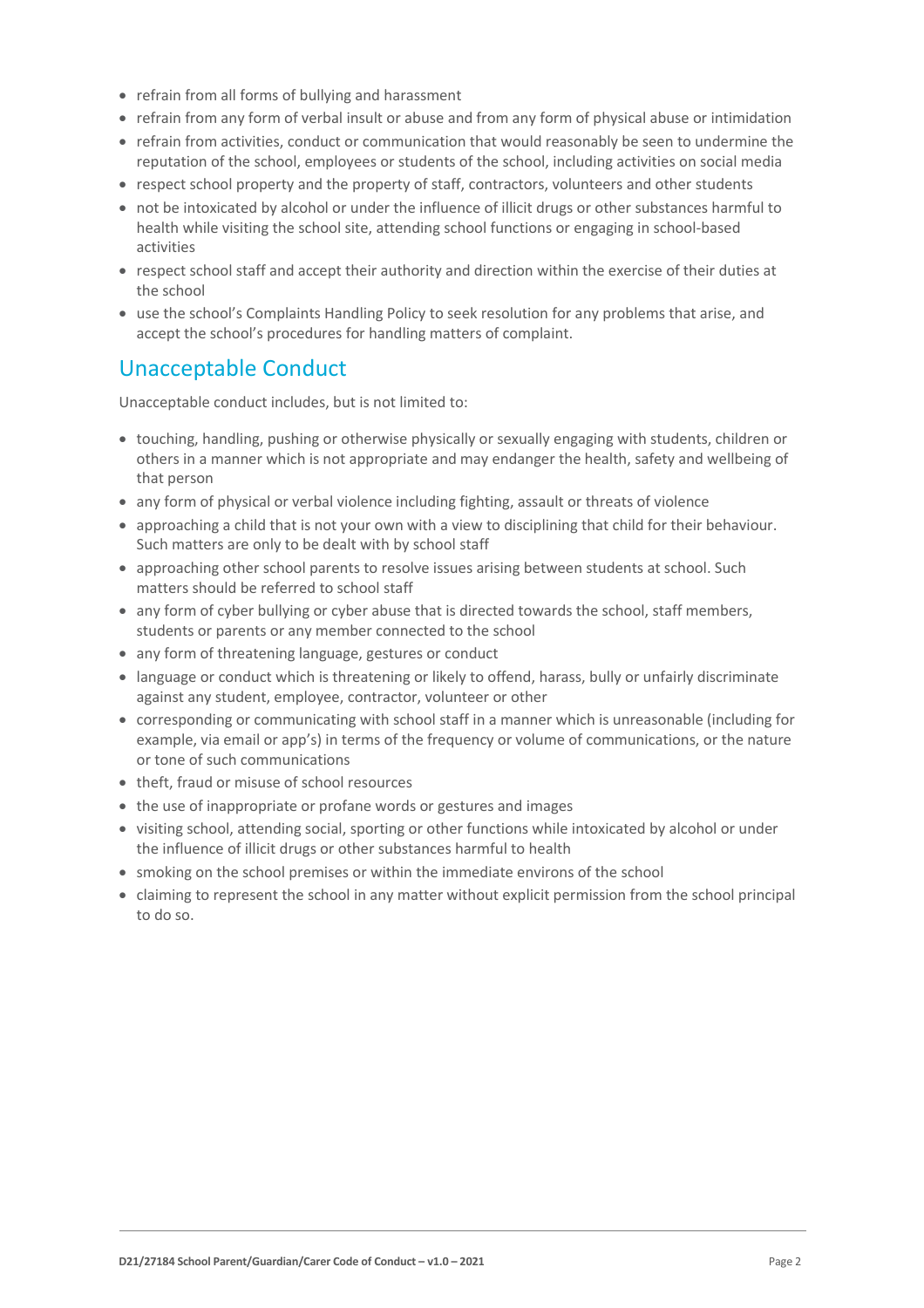- refrain from all forms of bullying and harassment
- refrain from any form of verbal insult or abuse and from any form of physical abuse or intimidation
- refrain from activities, conduct or communication that would reasonably be seen to undermine the reputation of the school, employees or students of the school, including activities on social media
- respect school property and the property of staff, contractors, volunteers and other students
- not be intoxicated by alcohol or under the influence of illicit drugs or other substances harmful to health while visiting the school site, attending school functions or engaging in school-based activities
- respect school staff and accept their authority and direction within the exercise of their duties at the school
- use the school's Complaints Handling Policy to seek resolution for any problems that arise, and accept the school's procedures for handling matters of complaint.

## Unacceptable Conduct

Unacceptable conduct includes, but is not limited to:

- touching, handling, pushing or otherwise physically or sexually engaging with students, children or others in a manner which is not appropriate and may endanger the health, safety and wellbeing of that person
- any form of physical or verbal violence including fighting, assault or threats of violence
- approaching a child that is not your own with a view to disciplining that child for their behaviour. Such matters are only to be dealt with by school staff
- approaching other school parents to resolve issues arising between students at school. Such matters should be referred to school staff
- any form of cyber bullying or cyber abuse that is directed towards the school, staff members, students or parents or any member connected to the school
- any form of threatening language, gestures or conduct
- language or conduct which is threatening or likely to offend, harass, bully or unfairly discriminate against any student, employee, contractor, volunteer or other
- corresponding or communicating with school staff in a manner which is unreasonable (including for example, via email or app's) in terms of the frequency or volume of communications, or the nature or tone of such communications
- theft, fraud or misuse of school resources
- the use of inappropriate or profane words or gestures and images
- visiting school, attending social, sporting or other functions while intoxicated by alcohol or under the influence of illicit drugs or other substances harmful to health
- smoking on the school premises or within the immediate environs of the school
- claiming to represent the school in any matter without explicit permission from the school principal to do so.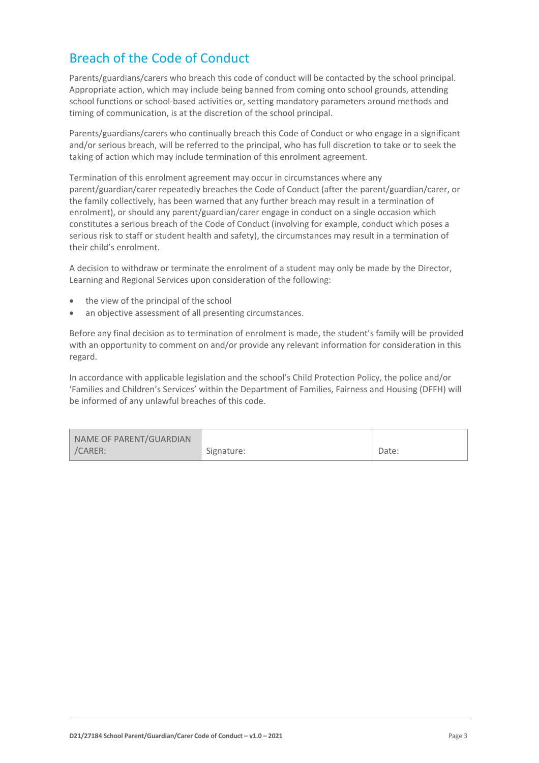## Breach of the Code of Conduct

Parents/guardians/carers who breach this code of conduct will be contacted by the school principal. Appropriate action, which may include being banned from coming onto school grounds, attending school functions or school-based activities or, setting mandatory parameters around methods and timing of communication, is at the discretion of the school principal.

Parents/guardians/carers who continually breach this Code of Conduct or who engage in a significant and/or serious breach, will be referred to the principal, who has full discretion to take or to seek the taking of action which may include termination of this enrolment agreement.

Termination of this enrolment agreement may occur in circumstances where any parent/guardian/carer repeatedly breaches the Code of Conduct (after the parent/guardian/carer, or the family collectively, has been warned that any further breach may result in a termination of enrolment), or should any parent/guardian/carer engage in conduct on a single occasion which constitutes a serious breach of the Code of Conduct (involving for example, conduct which poses a serious risk to staff or student health and safety), the circumstances may result in a termination of their child's enrolment.

A decision to withdraw or terminate the enrolment of a student may only be made by the Director, Learning and Regional Services upon consideration of the following:

- the view of the principal of the school
- an objective assessment of all presenting circumstances.

Before any final decision as to termination of enrolment is made, the student's family will be provided with an opportunity to comment on and/or provide any relevant information for consideration in this regard.

In accordance with applicable legislation and the school's Child Protection Policy, the police and/or 'Families and Children's Services' within the Department of Families, Fairness and Housing (DFFH) will be informed of any unlawful breaches of this code.

| | | |
|---|---|---|
| NAME OF PARENT/GUARDIAN /CARER: | Signature: | Date: |